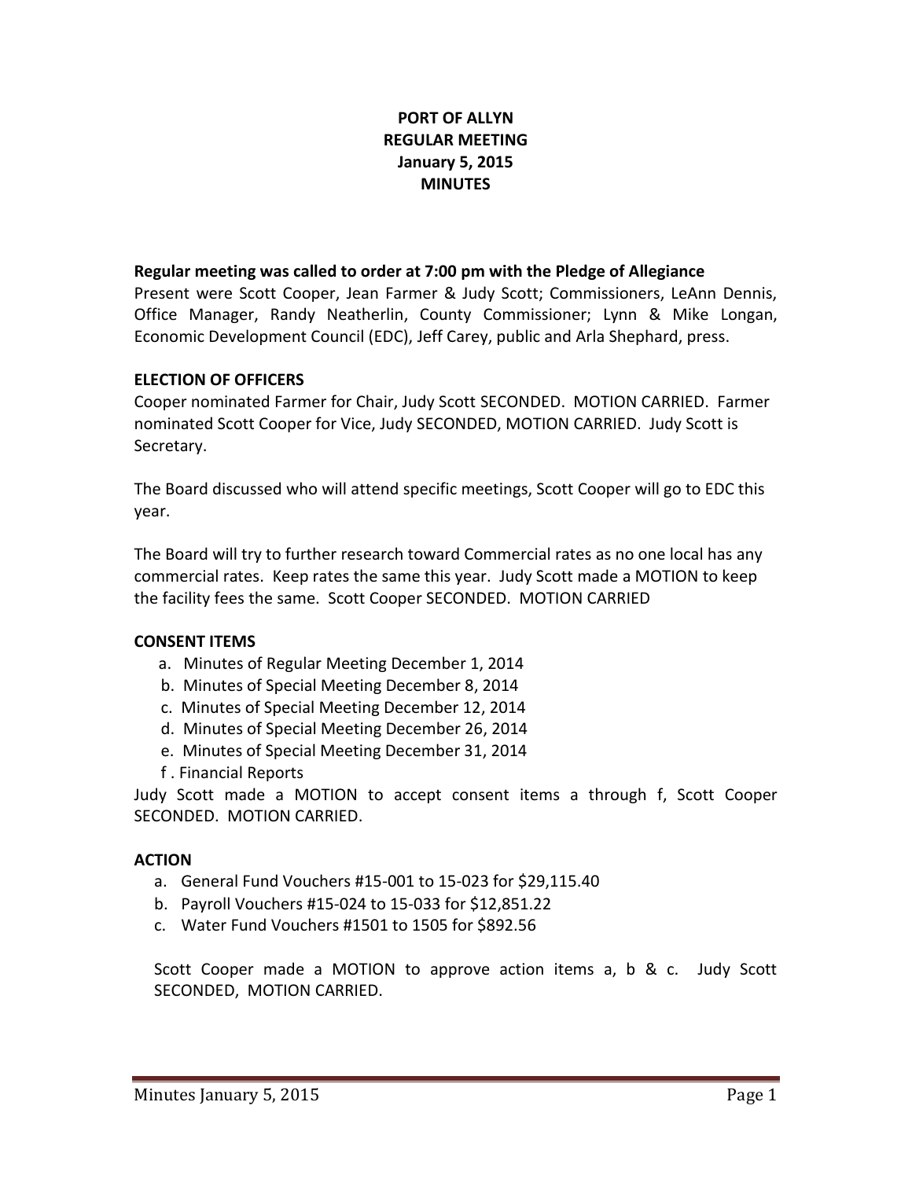# PORT OF ALLYN
# REGULAR MEETING
# January 5, 2015
# MINUTES

**Regular meeting was called to order at 7:00 pm with the Pledge of Allegiance**

Present were Scott Cooper, Jean Farmer & Judy Scott; Commissioners, LeAnn Dennis, Office Manager, Randy Neatherlin, County Commissioner; Lynn & Mike Longan, Economic Development Council (EDC), Jeff Carey, public and Arla Shephard, press.

**ELECTION OF OFFICERS**

Cooper nominated Farmer for Chair, Judy Scott SECONDED. MOTION CARRIED. Farmer nominated Scott Cooper for Vice, Judy SECONDED, MOTION CARRIED. Judy Scott is Secretary.

The Board discussed who will attend specific meetings, Scott Cooper will go to EDC this year.

The Board will try to further research toward Commercial rates as no one local has any commercial rates. Keep rates the same this year. Judy Scott made a MOTION to keep the facility fees the same. Scott Cooper SECONDED. MOTION CARRIED

**CONSENT ITEMS**

a. Minutes of Regular Meeting December 1, 2014
b. Minutes of Special Meeting December 8, 2014
c. Minutes of Special Meeting December 12, 2014
d. Minutes of Special Meeting December 26, 2014
e. Minutes of Special Meeting December 31, 2014
f . Financial Reports

Judy Scott made a MOTION to accept consent items a through f, Scott Cooper SECONDED. MOTION CARRIED.

**ACTION**

a. General Fund Vouchers #15-001 to 15-023 for $29,115.40
b. Payroll Vouchers #15-024 to 15-033 for $12,851.22
c. Water Fund Vouchers #1501 to 1505 for $892.56

Scott Cooper made a MOTION to approve action items a, b & c. Judy Scott SECONDED, MOTION CARRIED.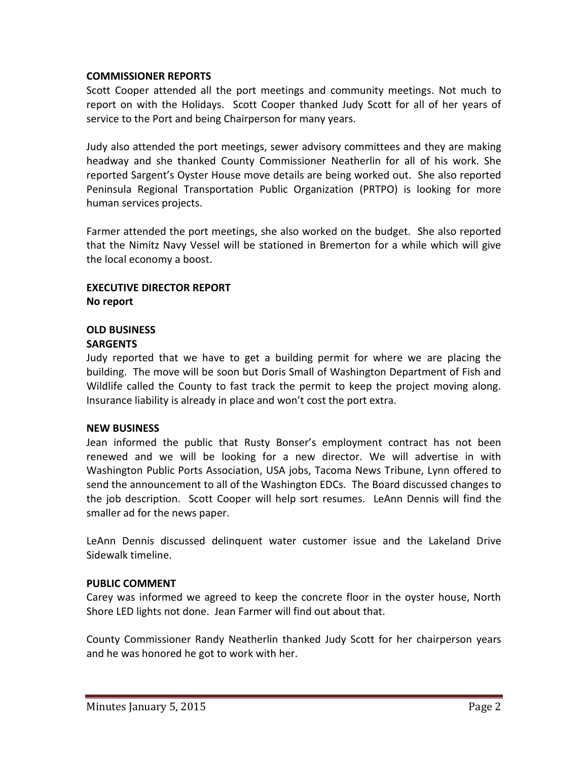**COMMISSIONER REPORTS**

Scott Cooper attended all the port meetings and community meetings. Not much to report on with the Holidays. Scott Cooper thanked Judy Scott for all of her years of service to the Port and being Chairperson for many years.

Judy also attended the port meetings, sewer advisory committees and they are making headway and she thanked County Commissioner Neatherlin for all of his work. She reported Sargent's Oyster House move details are being worked out. She also reported Peninsula Regional Transportation Public Organization (PRTPO) is looking for more human services projects.

Farmer attended the port meetings, she also worked on the budget. She also reported that the Nimitz Navy Vessel will be stationed in Bremerton for a while which will give the local economy a boost.

**EXECUTIVE DIRECTOR REPORT**
**No report**

**OLD BUSINESS**
**SARGENTS**

Judy reported that we have to get a building permit for where we are placing the building. The move will be soon but Doris Small of Washington Department of Fish and Wildlife called the County to fast track the permit to keep the project moving along. Insurance liability is already in place and won't cost the port extra.

**NEW BUSINESS**

Jean informed the public that Rusty Bonser's employment contract has not been renewed and we will be looking for a new director. We will advertise in with Washington Public Ports Association, USA jobs, Tacoma News Tribune, Lynn offered to send the announcement to all of the Washington EDCs. The Board discussed changes to the job description. Scott Cooper will help sort resumes. LeAnn Dennis will find the smaller ad for the news paper.

LeAnn Dennis discussed delinquent water customer issue and the Lakeland Drive Sidewalk timeline.

**PUBLIC COMMENT**

Carey was informed we agreed to keep the concrete floor in the oyster house, North Shore LED lights not done. Jean Farmer will find out about that.

County Commissioner Randy Neatherlin thanked Judy Scott for her chairperson years and he was honored he got to work with her.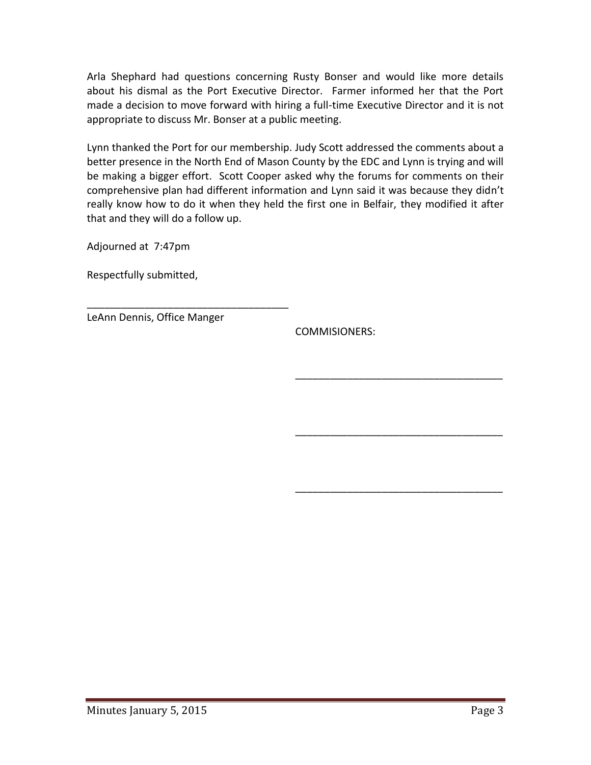Arla Shephard had questions concerning Rusty Bonser and would like more details about his dismal as the Port Executive Director. Farmer informed her that the Port made a decision to move forward with hiring a full-time Executive Director and it is not appropriate to discuss Mr. Bonser at a public meeting.

Lynn thanked the Port for our membership. Judy Scott addressed the comments about a better presence in the North End of Mason County by the EDC and Lynn is trying and will be making a bigger effort. Scott Cooper asked why the forums for comments on their comprehensive plan had different information and Lynn said it was because they didn't really know how to do it when they held the first one in Belfair, they modified it after that and they will do a follow up.

Adjourned at 7:47pm

Respectfully submitted,

___________________________________

LeAnn Dennis, Office Manger

COMMISIONERS:

___________________________________

___________________________________

___________________________________